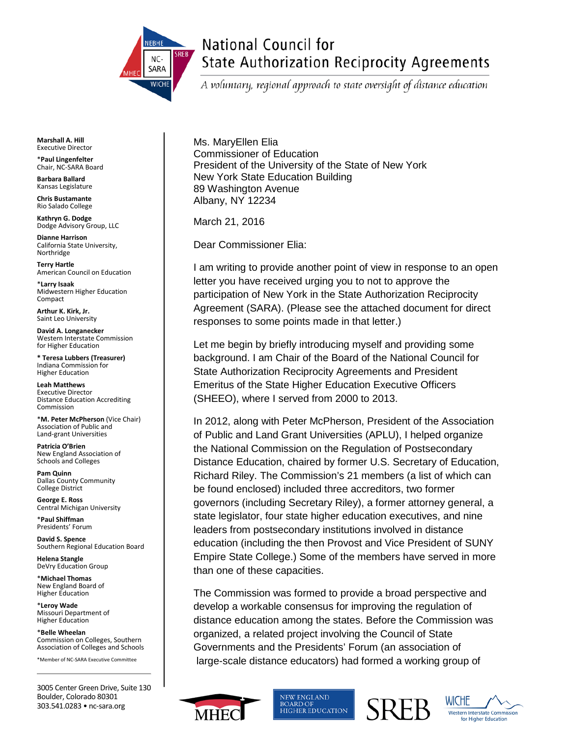# National Council for State Authorization Reciprocity Agreements

*A voluntary, regional approach to state oversight of distance education*

**Marshall A. Hill**
Executive Director

***Paul Lingenfelter**
Chair, NC-SARA Board

**Barbara Ballard**
Kansas Legislature

**Chris Bustamante**
Rio Salado College

**Kathryn G. Dodge**
Dodge Advisory Group, LLC

**Dianne Harrison**
California State University, Northridge

**Terry Hartle**
American Council on Education

***Larry Isaak**
Midwestern Higher Education Compact

**Arthur K. Kirk, Jr.**
Saint Leo University

**David A. Longanecker**
Western Interstate Commission for Higher Education

*** Teresa Lubbers (Treasurer)**
Indiana Commission for Higher Education

**Leah Matthews**
Executive Director
Distance Education Accrediting Commission

***M. Peter McPherson** (Vice Chair)
Association of Public and Land-grant Universities

**Patricia O'Brien**
New England Association of Schools and Colleges

**Pam Quinn**
Dallas County Community College District

**George E. Ross**
Central Michigan University

***Paul Shiffman**
Presidents' Forum

**David S. Spence**
Southern Regional Education Board

**Helena Stangle**
DeVry Education Group

***Michael Thomas**
New England Board of Higher Education

***Leroy Wade**
Missouri Department of Higher Education

***Belle Wheelan**
Commission on Colleges, Southern Association of Colleges and Schools

*Member of NC-SARA Executive Committee

3005 Center Green Drive, Suite 130
Boulder, Colorado 80301
303.541.0283 • nc-sara.org

---

Ms. MaryEllen Elia
Commissioner of Education
President of the University of the State of New York
New York State Education Building
89 Washington Avenue
Albany, NY 12234

March 21, 2016

Dear Commissioner Elia:

I am writing to provide another point of view in response to an open letter you have received urging you to not to approve the participation of New York in the State Authorization Reciprocity Agreement (SARA). (Please see the attached document for direct responses to some points made in that letter.)

Let me begin by briefly introducing myself and providing some background. I am Chair of the Board of the National Council for State Authorization Reciprocity Agreements and President Emeritus of the State Higher Education Executive Officers (SHEEO), where I served from 2000 to 2013.

In 2012, along with Peter McPherson, President of the Association of Public and Land Grant Universities (APLU), I helped organize the National Commission on the Regulation of Postsecondary Distance Education, chaired by former U.S. Secretary of Education, Richard Riley. The Commission's 21 members (a list of which can be found enclosed) included three accreditors, two former governors (including Secretary Riley), a former attorney general, a state legislator, four state higher education executives, and nine leaders from postsecondary institutions involved in distance education (including the then Provost and Vice President of SUNY Empire State College.) Some of the members have served in more than one of these capacities.

The Commission was formed to provide a broad perspective and develop a workable consensus for improving the regulation of distance education among the states. Before the Commission was organized, a related project involving the Council of State Governments and the Presidents' Forum (an association of large-scale distance educators) had formed a working group of

MHEC | NEW ENGLAND BOARD OF HIGHER EDUCATION | SREB | WICHE Western Interstate Commission for Higher Education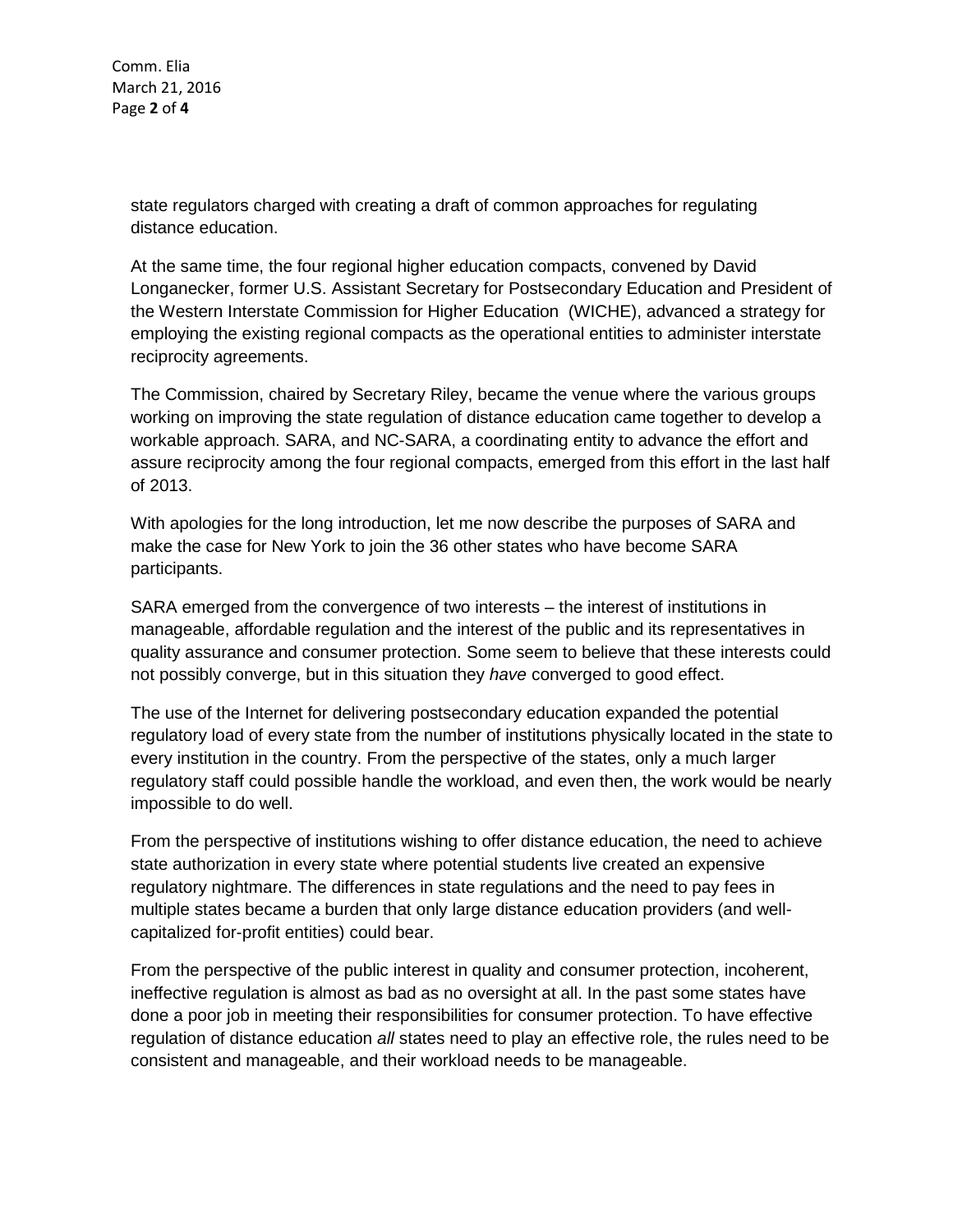state regulators charged with creating a draft of common approaches for regulating distance education.

At the same time, the four regional higher education compacts, convened by David Longanecker, former U.S. Assistant Secretary for Postsecondary Education and President of the Western Interstate Commission for Higher Education (WICHE), advanced a strategy for employing the existing regional compacts as the operational entities to administer interstate reciprocity agreements.

The Commission, chaired by Secretary Riley, became the venue where the various groups working on improving the state regulation of distance education came together to develop a workable approach. SARA, and NC-SARA, a coordinating entity to advance the effort and assure reciprocity among the four regional compacts, emerged from this effort in the last half of 2013.

With apologies for the long introduction, let me now describe the purposes of SARA and make the case for New York to join the 36 other states who have become SARA participants.

SARA emerged from the convergence of two interests – the interest of institutions in manageable, affordable regulation and the interest of the public and its representatives in quality assurance and consumer protection. Some seem to believe that these interests could not possibly converge, but in this situation they *have* converged to good effect.

The use of the Internet for delivering postsecondary education expanded the potential regulatory load of every state from the number of institutions physically located in the state to every institution in the country. From the perspective of the states, only a much larger regulatory staff could possible handle the workload, and even then, the work would be nearly impossible to do well.

From the perspective of institutions wishing to offer distance education, the need to achieve state authorization in every state where potential students live created an expensive regulatory nightmare. The differences in state regulations and the need to pay fees in multiple states became a burden that only large distance education providers (and well-capitalized for-profit entities) could bear.

From the perspective of the public interest in quality and consumer protection, incoherent, ineffective regulation is almost as bad as no oversight at all. In the past some states have done a poor job in meeting their responsibilities for consumer protection. To have effective regulation of distance education *all* states need to play an effective role, the rules need to be consistent and manageable, and their workload needs to be manageable.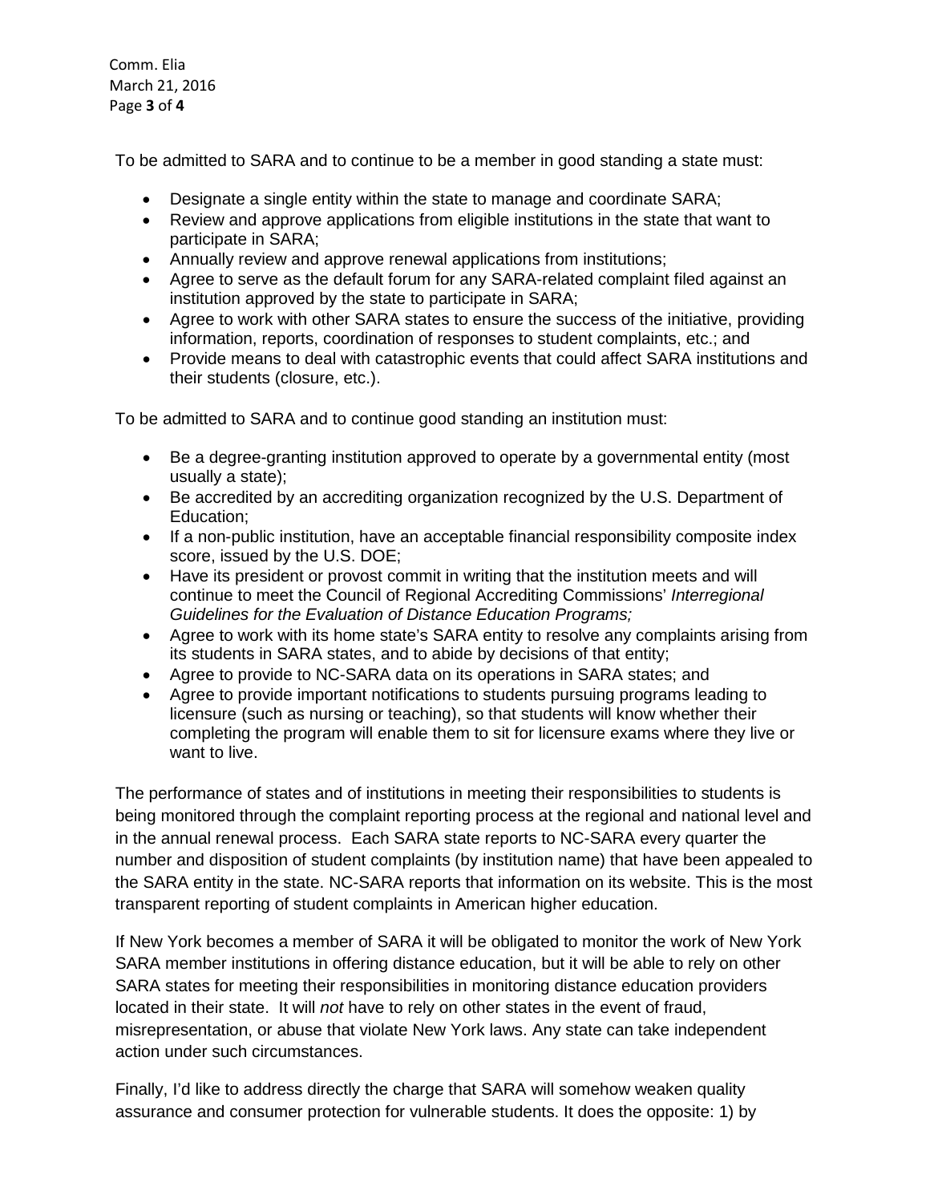To be admitted to SARA and to continue to be a member in good standing a state must:

- Designate a single entity within the state to manage and coordinate SARA;
- Review and approve applications from eligible institutions in the state that want to participate in SARA;
- Annually review and approve renewal applications from institutions;
- Agree to serve as the default forum for any SARA-related complaint filed against an institution approved by the state to participate in SARA;
- Agree to work with other SARA states to ensure the success of the initiative, providing information, reports, coordination of responses to student complaints, etc.; and
- Provide means to deal with catastrophic events that could affect SARA institutions and their students (closure, etc.).

To be admitted to SARA and to continue good standing an institution must:

- Be a degree-granting institution approved to operate by a governmental entity (most usually a state);
- Be accredited by an accrediting organization recognized by the U.S. Department of Education;
- If a non-public institution, have an acceptable financial responsibility composite index score, issued by the U.S. DOE;
- Have its president or provost commit in writing that the institution meets and will continue to meet the Council of Regional Accrediting Commissions' *Interregional Guidelines for the Evaluation of Distance Education Programs;*
- Agree to work with its home state's SARA entity to resolve any complaints arising from its students in SARA states, and to abide by decisions of that entity;
- Agree to provide to NC-SARA data on its operations in SARA states; and
- Agree to provide important notifications to students pursuing programs leading to licensure (such as nursing or teaching), so that students will know whether their completing the program will enable them to sit for licensure exams where they live or want to live.

The performance of states and of institutions in meeting their responsibilities to students is being monitored through the complaint reporting process at the regional and national level and in the annual renewal process. Each SARA state reports to NC-SARA every quarter the number and disposition of student complaints (by institution name) that have been appealed to the SARA entity in the state. NC-SARA reports that information on its website. This is the most transparent reporting of student complaints in American higher education.

If New York becomes a member of SARA it will be obligated to monitor the work of New York SARA member institutions in offering distance education, but it will be able to rely on other SARA states for meeting their responsibilities in monitoring distance education providers located in their state. It will *not* have to rely on other states in the event of fraud, misrepresentation, or abuse that violate New York laws. Any state can take independent action under such circumstances.

Finally, I'd like to address directly the charge that SARA will somehow weaken quality assurance and consumer protection for vulnerable students. It does the opposite: 1) by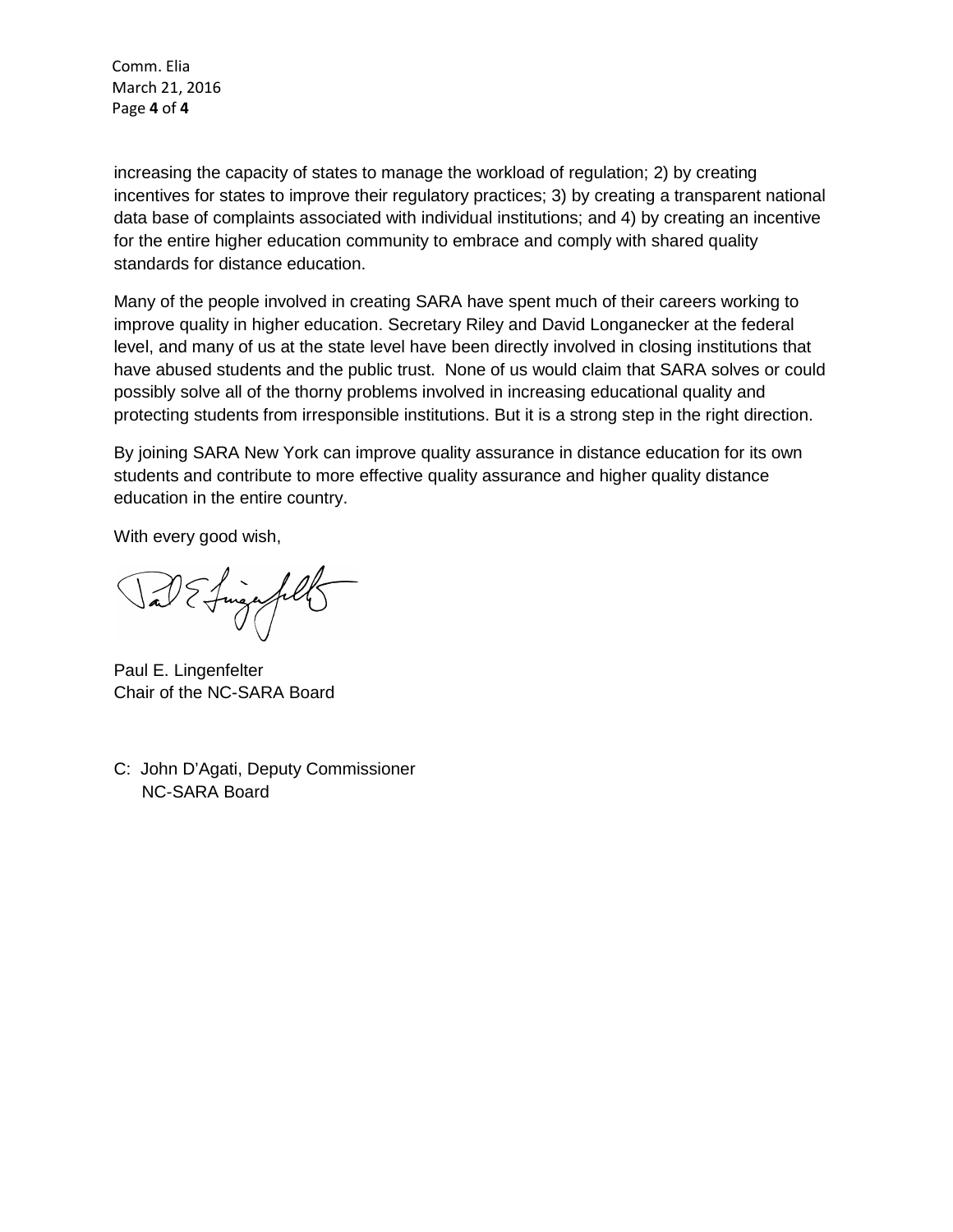increasing the capacity of states to manage the workload of regulation; 2) by creating incentives for states to improve their regulatory practices; 3) by creating a transparent national data base of complaints associated with individual institutions; and 4) by creating an incentive for the entire higher education community to embrace and comply with shared quality standards for distance education.

Many of the people involved in creating SARA have spent much of their careers working to improve quality in higher education. Secretary Riley and David Longanecker at the federal level, and many of us at the state level have been directly involved in closing institutions that have abused students and the public trust. None of us would claim that SARA solves or could possibly solve all of the thorny problems involved in increasing educational quality and protecting students from irresponsible institutions. But it is a strong step in the right direction.

By joining SARA New York can improve quality assurance in distance education for its own students and contribute to more effective quality assurance and higher quality distance education in the entire country.

With every good wish,

Paul E. Lingenfelter
Chair of the NC-SARA Board

C: John D'Agati, Deputy Commissioner
NC-SARA Board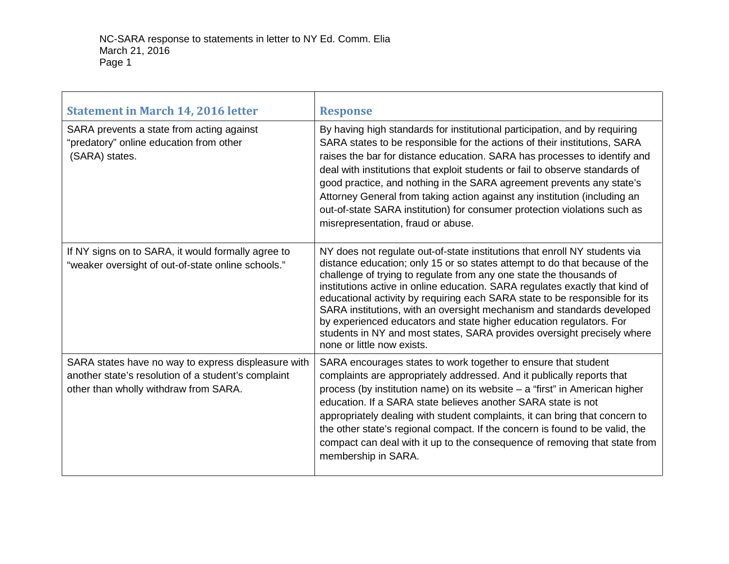| Statement in March 14, 2016 letter | Response |
|---|---|
| SARA prevents a state from acting against "predatory" online education from other (SARA) states. | By having high standards for institutional participation, and by requiring SARA states to be responsible for the actions of their institutions, SARA raises the bar for distance education. SARA has processes to identify and deal with institutions that exploit students or fail to observe standards of good practice, and nothing in the SARA agreement prevents any state's Attorney General from taking action against any institution (including an out-of-state SARA institution) for consumer protection violations such as misrepresentation, fraud or abuse. |
| If NY signs on to SARA, it would formally agree to "weaker oversight of out-of-state online schools." | NY does not regulate out-of-state institutions that enroll NY students via distance education; only 15 or so states attempt to do that because of the challenge of trying to regulate from any one state the thousands of institutions active in online education. SARA regulates exactly that kind of educational activity by requiring each SARA state to be responsible for its SARA institutions, with an oversight mechanism and standards developed by experienced educators and state higher education regulators. For students in NY and most states, SARA provides oversight precisely where none or little now exists. |
| SARA states have no way to express displeasure with another state's resolution of a student's complaint other than wholly withdraw from SARA. | SARA encourages states to work together to ensure that student complaints are appropriately addressed. And it publically reports that process (by institution name) on its website – a "first" in American higher education. If a SARA state believes another SARA state is not appropriately dealing with student complaints, it can bring that concern to the other state's regional compact. If the concern is found to be valid, the compact can deal with it up to the consequence of removing that state from membership in SARA. |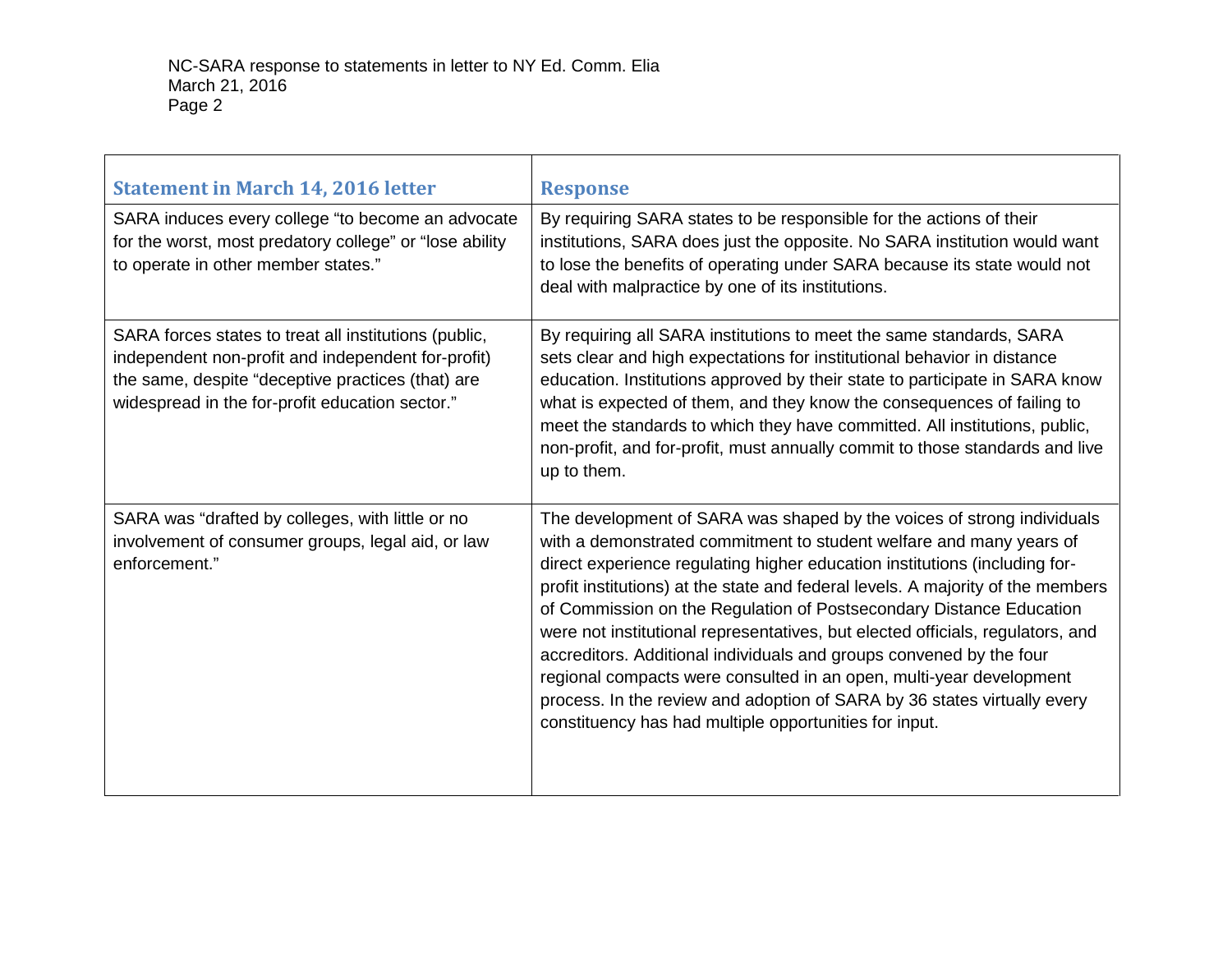| Statement in March 14, 2016 letter | Response |
| --- | --- |
| SARA induces every college "to become an advocate for the worst, most predatory college" or "lose ability to operate in other member states." | By requiring SARA states to be responsible for the actions of their institutions, SARA does just the opposite. No SARA institution would want to lose the benefits of operating under SARA because its state would not deal with malpractice by one of its institutions. |
| SARA forces states to treat all institutions (public, independent non-profit and independent for-profit) the same, despite "deceptive practices (that) are widespread in the for-profit education sector." | By requiring all SARA institutions to meet the same standards, SARA sets clear and high expectations for institutional behavior in distance education. Institutions approved by their state to participate in SARA know what is expected of them, and they know the consequences of failing to meet the standards to which they have committed. All institutions, public, non-profit, and for-profit, must annually commit to those standards and live up to them. |
| SARA was "drafted by colleges, with little or no involvement of consumer groups, legal aid, or law enforcement." | The development of SARA was shaped by the voices of strong individuals with a demonstrated commitment to student welfare and many years of direct experience regulating higher education institutions (including for-profit institutions) at the state and federal levels. A majority of the members of Commission on the Regulation of Postsecondary Distance Education were not institutional representatives, but elected officials, regulators, and accreditors. Additional individuals and groups convened by the four regional compacts were consulted in an open, multi-year development process. In the review and adoption of SARA by 36 states virtually every constituency has had multiple opportunities for input. |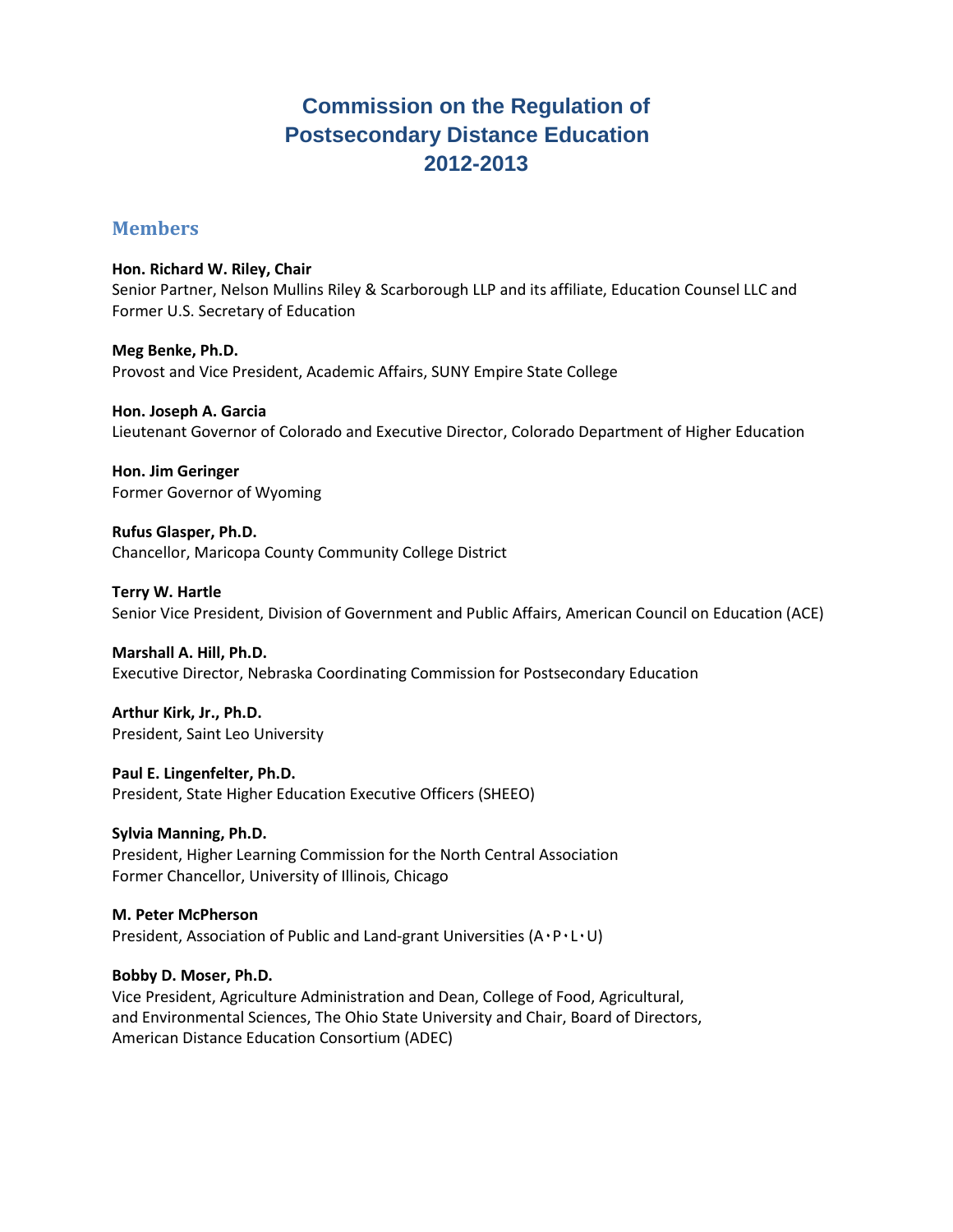# Commission on the Regulation of Postsecondary Distance Education 2012-2013

## Members

**Hon. Richard W. Riley, Chair**
Senior Partner, Nelson Mullins Riley & Scarborough LLP and its affiliate, Education Counsel LLC and Former U.S. Secretary of Education

**Meg Benke, Ph.D.**
Provost and Vice President, Academic Affairs, SUNY Empire State College

**Hon. Joseph A. Garcia**
Lieutenant Governor of Colorado and Executive Director, Colorado Department of Higher Education

**Hon. Jim Geringer**
Former Governor of Wyoming

**Rufus Glasper, Ph.D.**
Chancellor, Maricopa County Community College District

**Terry W. Hartle**
Senior Vice President, Division of Government and Public Affairs, American Council on Education (ACE)

**Marshall A. Hill, Ph.D.**
Executive Director, Nebraska Coordinating Commission for Postsecondary Education

**Arthur Kirk, Jr., Ph.D.**
President, Saint Leo University

**Paul E. Lingenfelter, Ph.D.**
President, State Higher Education Executive Officers (SHEEO)

**Sylvia Manning, Ph.D.**
President, Higher Learning Commission for the North Central Association
Former Chancellor, University of Illinois, Chicago

**M. Peter McPherson**
President, Association of Public and Land-grant Universities (A・P・L・U)

**Bobby D. Moser, Ph.D.**
Vice President, Agriculture Administration and Dean, College of Food, Agricultural, and Environmental Sciences, The Ohio State University and Chair, Board of Directors, American Distance Education Consortium (ADEC)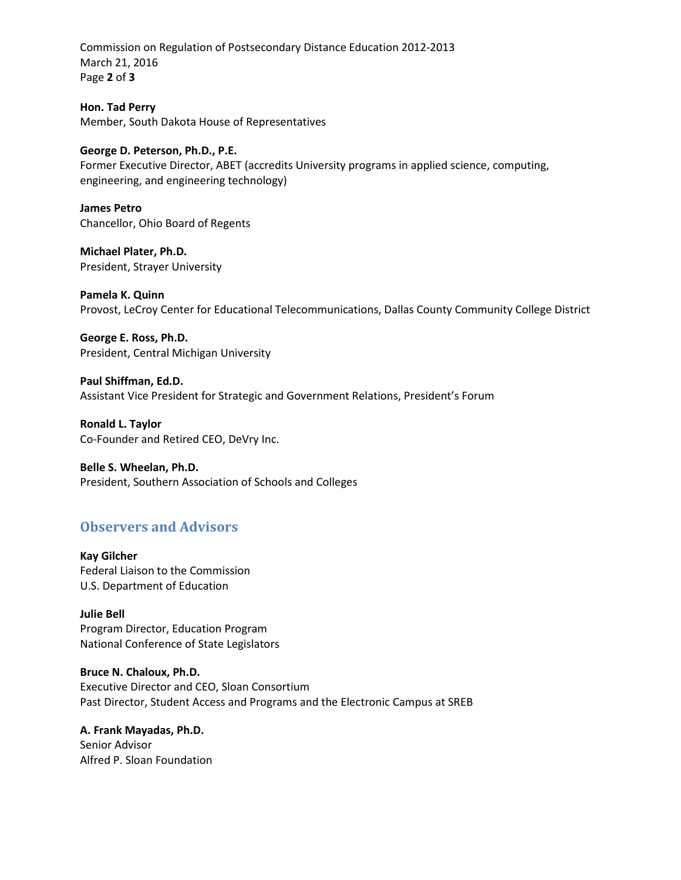**Hon. Tad Perry**
Member, South Dakota House of Representatives

**George D. Peterson, Ph.D., P.E.**
Former Executive Director, ABET (accredits University programs in applied science, computing, engineering, and engineering technology)

**James Petro**
Chancellor, Ohio Board of Regents

**Michael Plater, Ph.D.**
President, Strayer University

**Pamela K. Quinn**
Provost, LeCroy Center for Educational Telecommunications, Dallas County Community College District

**George E. Ross, Ph.D.**
President, Central Michigan University

**Paul Shiffman, Ed.D.**
Assistant Vice President for Strategic and Government Relations, President's Forum

**Ronald L. Taylor**
Co-Founder and Retired CEO, DeVry Inc.

**Belle S. Wheelan, Ph.D.**
President, Southern Association of Schools and Colleges

## Observers and Advisors

**Kay Gilcher**
Federal Liaison to the Commission
U.S. Department of Education

**Julie Bell**
Program Director, Education Program
National Conference of State Legislators

**Bruce N. Chaloux, Ph.D.**
Executive Director and CEO, Sloan Consortium
Past Director, Student Access and Programs and the Electronic Campus at SREB

**A. Frank Mayadas, Ph.D.**
Senior Advisor
Alfred P. Sloan Foundation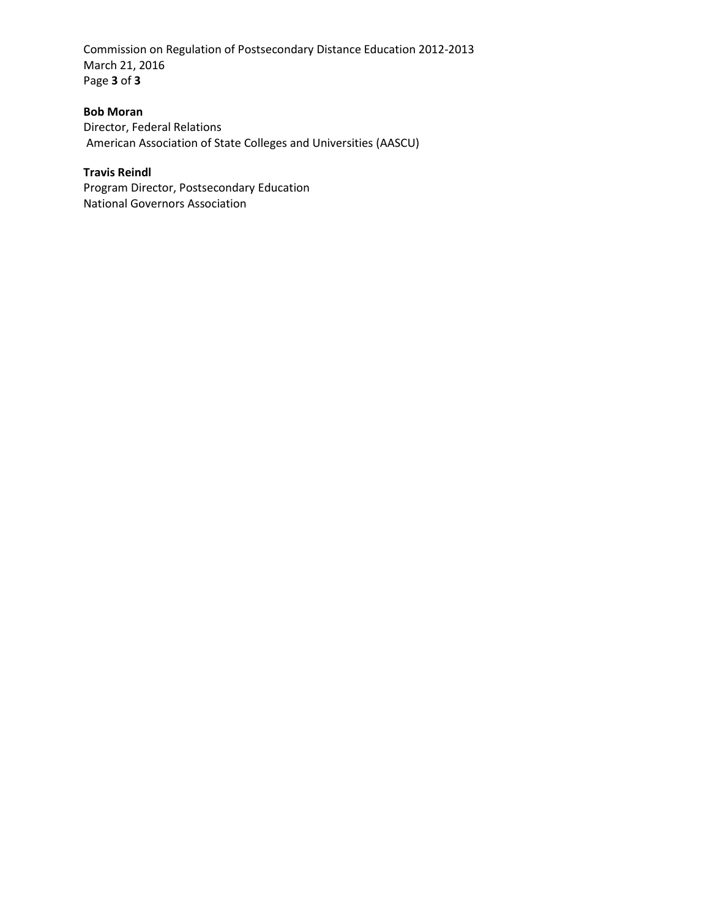**Bob Moran**
Director, Federal Relations
American Association of State Colleges and Universities (AASCU)

**Travis Reindl**
Program Director, Postsecondary Education
National Governors Association